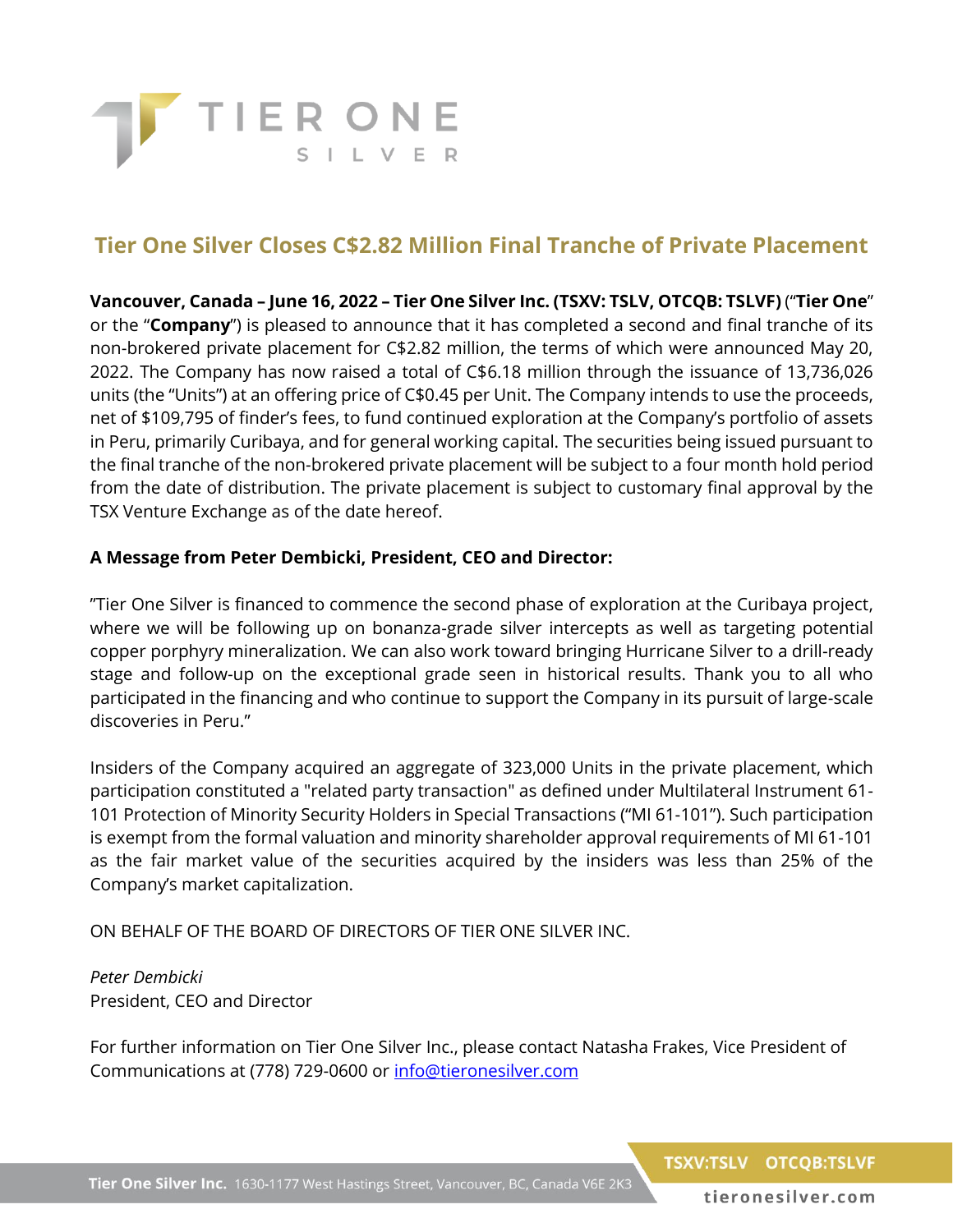# Tier One Silver Closes C$2.82 Million Final Tranche of Private Placement

**Vancouver, Canada – June 16, 2022 – Tier One Silver Inc. (TSXV: TSLV, OTCQB: TSLVF)** ("**Tier One**" or the "**Company**") is pleased to announce that it has completed a second and final tranche of its non-brokered private placement for C$2.82 million, the terms of which were announced May 20, 2022. The Company has now raised a total of C$6.18 million through the issuance of 13,736,026 units (the "Units") at an offering price of C$0.45 per Unit. The Company intends to use the proceeds, net of $109,795 of finder's fees, to fund continued exploration at the Company's portfolio of assets in Peru, primarily Curibaya, and for general working capital. The securities being issued pursuant to the final tranche of the non-brokered private placement will be subject to a four month hold period from the date of distribution. The private placement is subject to customary final approval by the TSX Venture Exchange as of the date hereof.

**A Message from Peter Dembicki, President, CEO and Director:**

"Tier One Silver is financed to commence the second phase of exploration at the Curibaya project, where we will be following up on bonanza-grade silver intercepts as well as targeting potential copper porphyry mineralization. We can also work toward bringing Hurricane Silver to a drill-ready stage and follow-up on the exceptional grade seen in historical results. Thank you to all who participated in the financing and who continue to support the Company in its pursuit of large-scale discoveries in Peru."

Insiders of the Company acquired an aggregate of 323,000 Units in the private placement, which participation constituted a "related party transaction" as defined under Multilateral Instrument 61-101 Protection of Minority Security Holders in Special Transactions ("MI 61-101"). Such participation is exempt from the formal valuation and minority shareholder approval requirements of MI 61-101 as the fair market value of the securities acquired by the insiders was less than 25% of the Company's market capitalization.

ON BEHALF OF THE BOARD OF DIRECTORS OF TIER ONE SILVER INC.

*Peter Dembicki*
President, CEO and Director

For further information on Tier One Silver Inc., please contact Natasha Frakes, Vice President of Communications at (778) 729-0600 or info@tieronesilver.com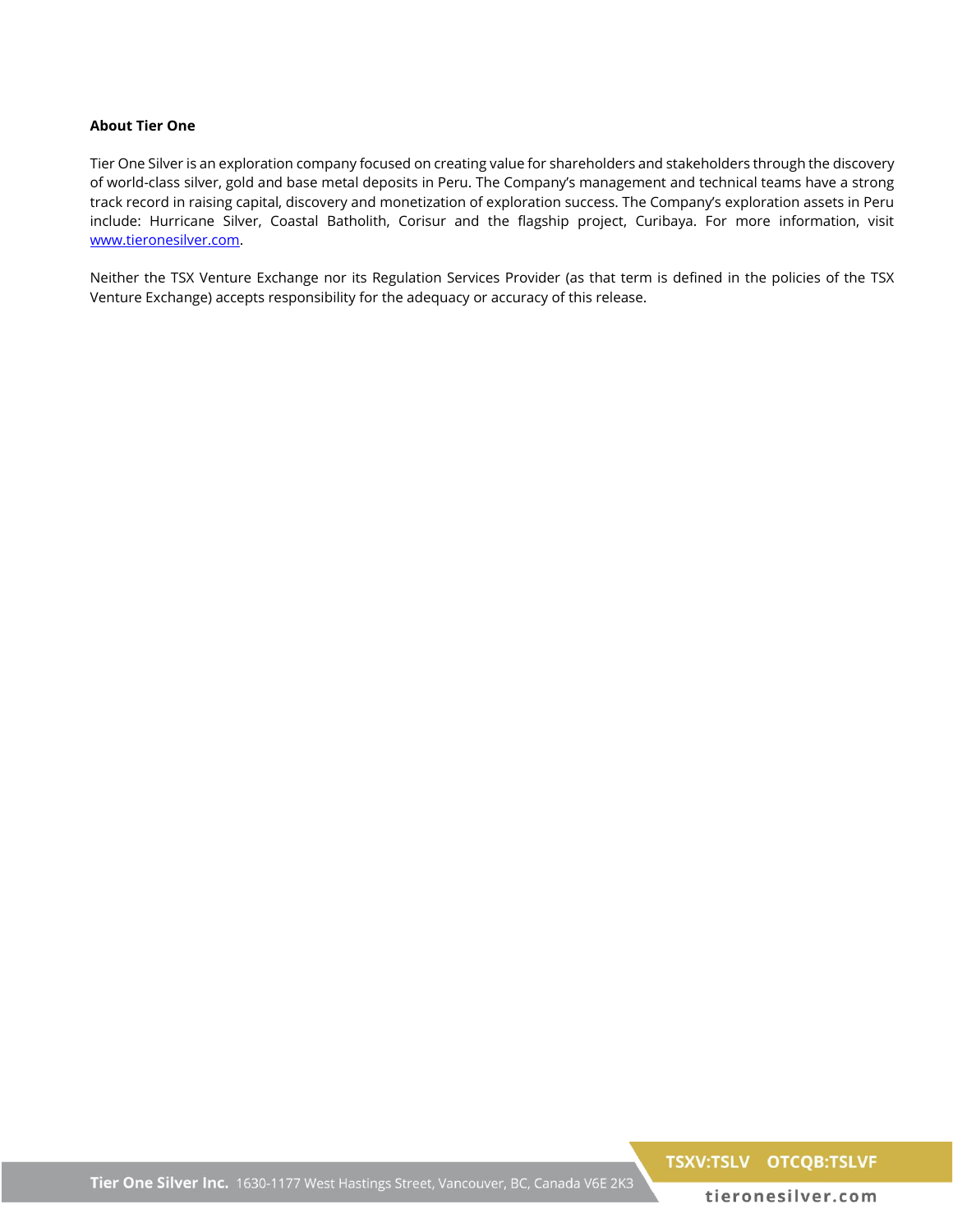**About Tier One**

Tier One Silver is an exploration company focused on creating value for shareholders and stakeholders through the discovery of world-class silver, gold and base metal deposits in Peru. The Company's management and technical teams have a strong track record in raising capital, discovery and monetization of exploration success. The Company's exploration assets in Peru include: Hurricane Silver, Coastal Batholith, Corisur and the flagship project, Curibaya. For more information, visit www.tieronesilver.com.

Neither the TSX Venture Exchange nor its Regulation Services Provider (as that term is defined in the policies of the TSX Venture Exchange) accepts responsibility for the adequacy or accuracy of this release.